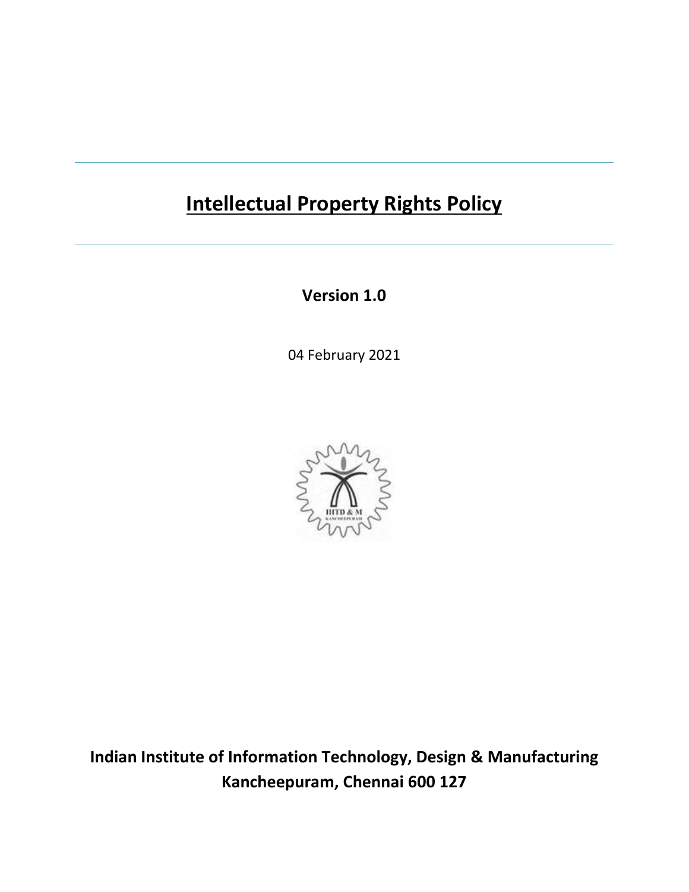# Intellectual Property Rights Policy

**Version 1.0**

04 February 2021

**Indian Institute of Information Technology, Design & Manufacturing**
**Kancheepuram, Chennai 600 127**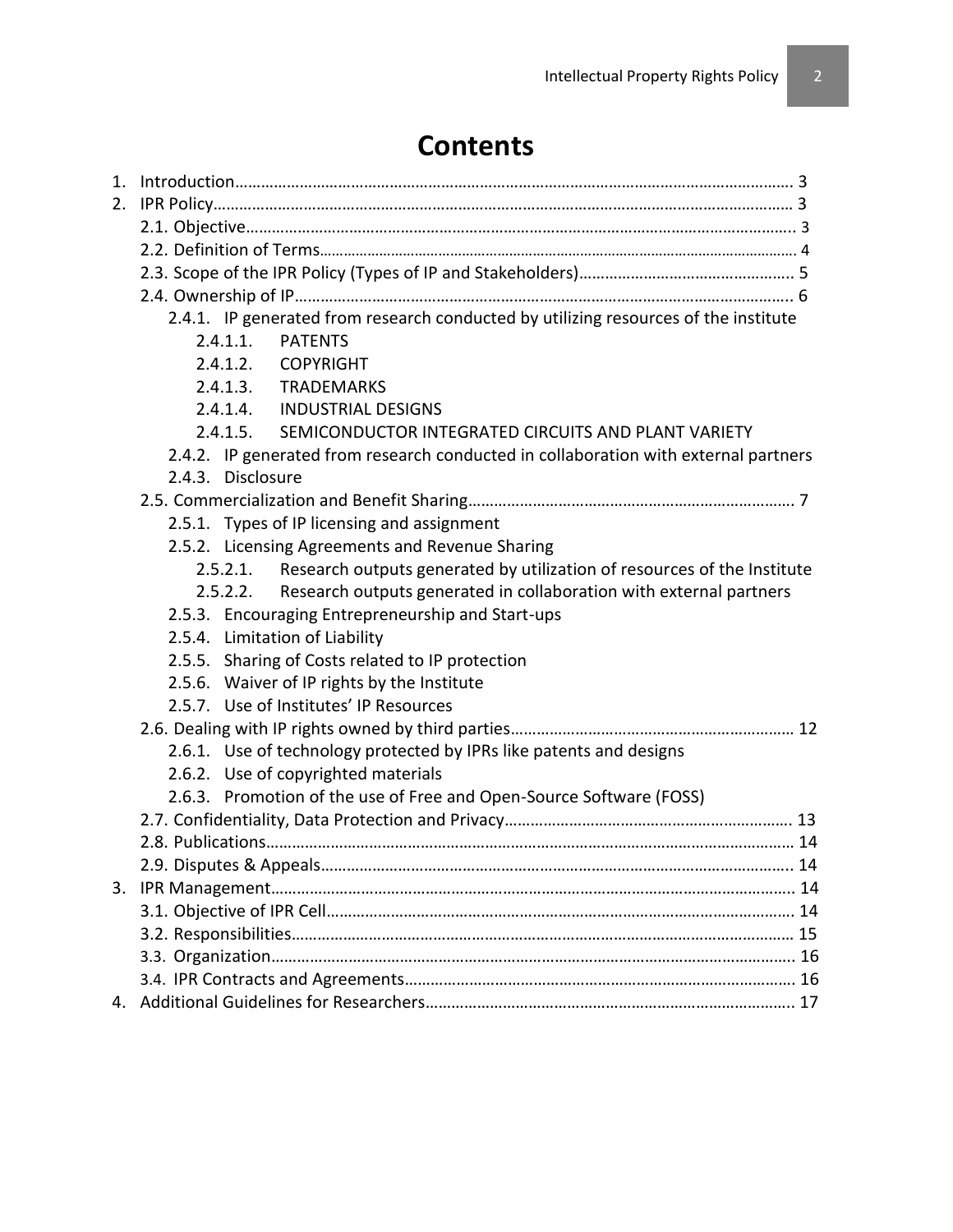# Contents

1. Introduction……………………………………………………………………………………………………………. 3
2. IPR Policy…………………………………………………………………………………………………………………. 3
    - 2.1. Objective…………………………………………………………………………………………………………... 3
    - 2.2. Definition of Terms……………………………………………………………………………………………… 4
    - 2.3. Scope of the IPR Policy (Types of IP and Stakeholders)…………………………………………. 5
    - 2.4. Ownership of IP………………………………………………………………………………………………. 6
        - 2.4.1. IP generated from research conducted by utilizing resources of the institute
            - 2.4.1.1. PATENTS
            - 2.4.1.2. COPYRIGHT
            - 2.4.1.3. TRADEMARKS
            - 2.4.1.4. INDUSTRIAL DESIGNS
            - 2.4.1.5. SEMICONDUCTOR INTEGRATED CIRCUITS AND PLANT VARIETY
        - 2.4.2. IP generated from research conducted in collaboration with external partners
        - 2.4.3. Disclosure
    - 2.5. Commercialization and Benefit Sharing……………………………………………………………. 7
        - 2.5.1. Types of IP licensing and assignment
        - 2.5.2. Licensing Agreements and Revenue Sharing
            - 2.5.2.1. Research outputs generated by utilization of resources of the Institute
            - 2.5.2.2. Research outputs generated in collaboration with external partners
        - 2.5.3. Encouraging Entrepreneurship and Start-ups
        - 2.5.4. Limitation of Liability
        - 2.5.5. Sharing of Costs related to IP protection
        - 2.5.6. Waiver of IP rights by the Institute
        - 2.5.7. Use of Institutes' IP Resources
    - 2.6. Dealing with IP rights owned by third parties………………………………………………………… 12
        - 2.6.1. Use of technology protected by IPRs like patents and designs
        - 2.6.2. Use of copyrighted materials
        - 2.6.3. Promotion of the use of Free and Open-Source Software (FOSS)
    - 2.7. Confidentiality, Data Protection and Privacy…………………………………………………………. 13
    - 2.8. Publications……………………………………………………………………………………………………… 14
    - 2.9. Disputes & Appeals…………………………………………………………………………………………... 14
3. IPR Management…………………………………………………………………………………………………….. 14
    - 3.1. Objective of IPR Cell………………………………………………………………………………………… 14
    - 3.2. Responsibilities………………………………………………………………………………………………… 15
    - 3.3. Organization……………………………………………………………………………………………………. 16
    - 3.4. IPR Contracts and Agreements………………………………………………………………………… 16
4. Additional Guidelines for Researchers…………………………………………………………………………. 17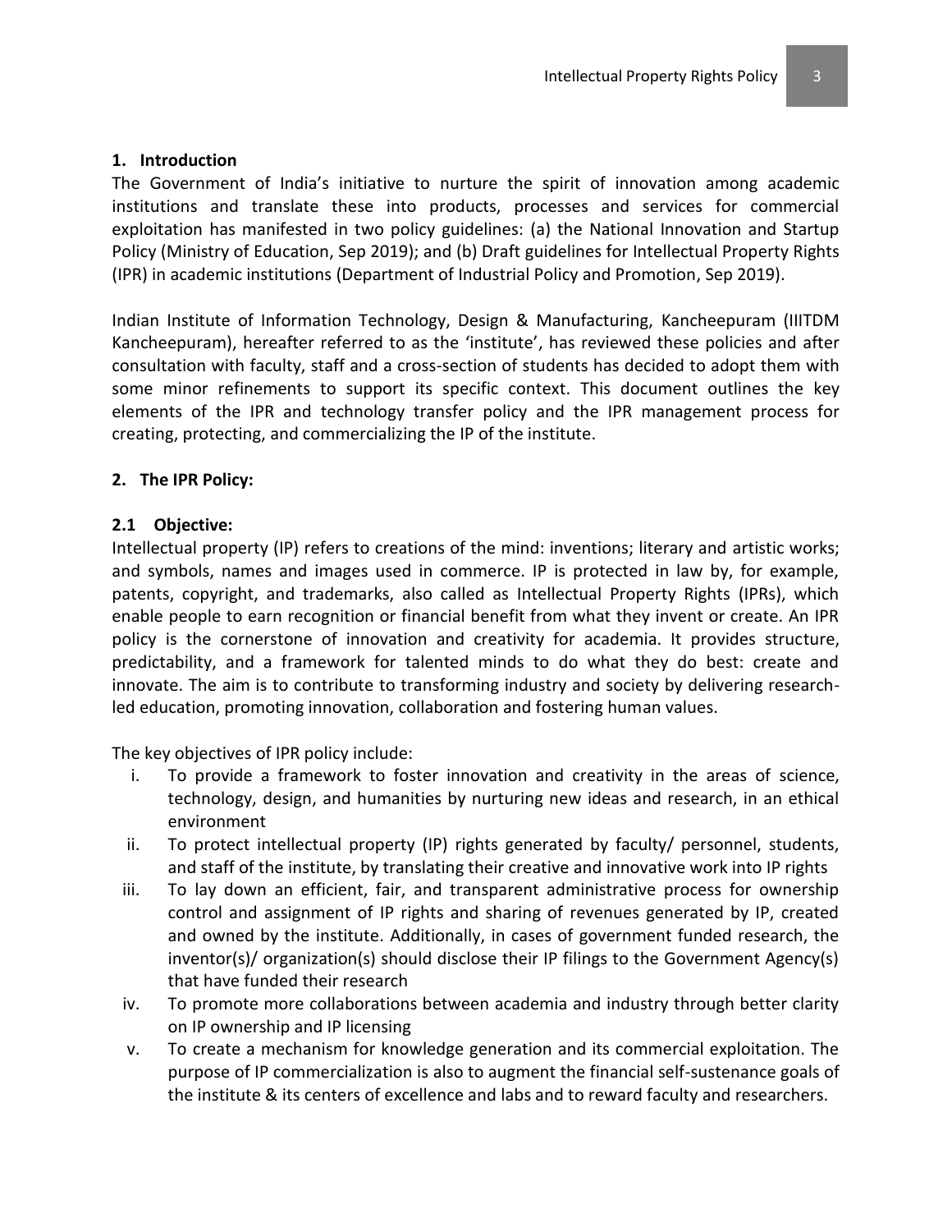## 1. Introduction

The Government of India's initiative to nurture the spirit of innovation among academic institutions and translate these into products, processes and services for commercial exploitation has manifested in two policy guidelines: (a) the National Innovation and Startup Policy (Ministry of Education, Sep 2019); and (b) Draft guidelines for Intellectual Property Rights (IPR) in academic institutions (Department of Industrial Policy and Promotion, Sep 2019).

Indian Institute of Information Technology, Design & Manufacturing, Kancheepuram (IIITDM Kancheepuram), hereafter referred to as the 'institute', has reviewed these policies and after consultation with faculty, staff and a cross-section of students has decided to adopt them with some minor refinements to support its specific context. This document outlines the key elements of the IPR and technology transfer policy and the IPR management process for creating, protecting, and commercializing the IP of the institute.

## 2. The IPR Policy:

### 2.1 Objective:

Intellectual property (IP) refers to creations of the mind: inventions; literary and artistic works; and symbols, names and images used in commerce. IP is protected in law by, for example, patents, copyright, and trademarks, also called as Intellectual Property Rights (IPRs), which enable people to earn recognition or financial benefit from what they invent or create. An IPR policy is the cornerstone of innovation and creativity for academia. It provides structure, predictability, and a framework for talented minds to do what they do best: create and innovate. The aim is to contribute to transforming industry and society by delivering research-led education, promoting innovation, collaboration and fostering human values.

The key objectives of IPR policy include:

i. To provide a framework to foster innovation and creativity in the areas of science, technology, design, and humanities by nurturing new ideas and research, in an ethical environment

ii. To protect intellectual property (IP) rights generated by faculty/ personnel, students, and staff of the institute, by translating their creative and innovative work into IP rights

iii. To lay down an efficient, fair, and transparent administrative process for ownership control and assignment of IP rights and sharing of revenues generated by IP, created and owned by the institute. Additionally, in cases of government funded research, the inventor(s)/ organization(s) should disclose their IP filings to the Government Agency(s) that have funded their research

iv. To promote more collaborations between academia and industry through better clarity on IP ownership and IP licensing

v. To create a mechanism for knowledge generation and its commercial exploitation. The purpose of IP commercialization is also to augment the financial self-sustenance goals of the institute & its centers of excellence and labs and to reward faculty and researchers.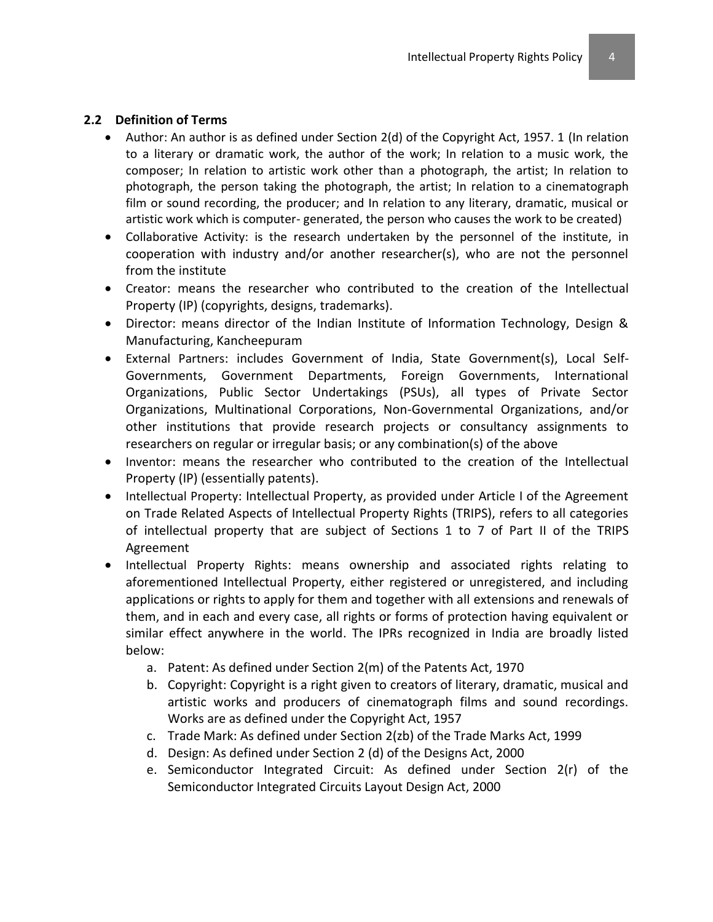### 2.2 Definition of Terms

- Author: An author is as defined under Section 2(d) of the Copyright Act, 1957. 1 (In relation to a literary or dramatic work, the author of the work; In relation to a music work, the composer; In relation to artistic work other than a photograph, the artist; In relation to photograph, the person taking the photograph, the artist; In relation to a cinematograph film or sound recording, the producer; and In relation to any literary, dramatic, musical or artistic work which is computer- generated, the person who causes the work to be created)
- Collaborative Activity: is the research undertaken by the personnel of the institute, in cooperation with industry and/or another researcher(s), who are not the personnel from the institute
- Creator: means the researcher who contributed to the creation of the Intellectual Property (IP) (copyrights, designs, trademarks).
- Director: means director of the Indian Institute of Information Technology, Design & Manufacturing, Kancheepuram
- External Partners: includes Government of India, State Government(s), Local Self-Governments, Government Departments, Foreign Governments, International Organizations, Public Sector Undertakings (PSUs), all types of Private Sector Organizations, Multinational Corporations, Non-Governmental Organizations, and/or other institutions that provide research projects or consultancy assignments to researchers on regular or irregular basis; or any combination(s) of the above
- Inventor: means the researcher who contributed to the creation of the Intellectual Property (IP) (essentially patents).
- Intellectual Property: Intellectual Property, as provided under Article I of the Agreement on Trade Related Aspects of Intellectual Property Rights (TRIPS), refers to all categories of intellectual property that are subject of Sections 1 to 7 of Part II of the TRIPS Agreement
- Intellectual Property Rights: means ownership and associated rights relating to aforementioned Intellectual Property, either registered or unregistered, and including applications or rights to apply for them and together with all extensions and renewals of them, and in each and every case, all rights or forms of protection having equivalent or similar effect anywhere in the world. The IPRs recognized in India are broadly listed below:
    a. Patent: As defined under Section 2(m) of the Patents Act, 1970
    b. Copyright: Copyright is a right given to creators of literary, dramatic, musical and artistic works and producers of cinematograph films and sound recordings. Works are as defined under the Copyright Act, 1957
    c. Trade Mark: As defined under Section 2(zb) of the Trade Marks Act, 1999
    d. Design: As defined under Section 2 (d) of the Designs Act, 2000
    e. Semiconductor Integrated Circuit: As defined under Section 2(r) of the Semiconductor Integrated Circuits Layout Design Act, 2000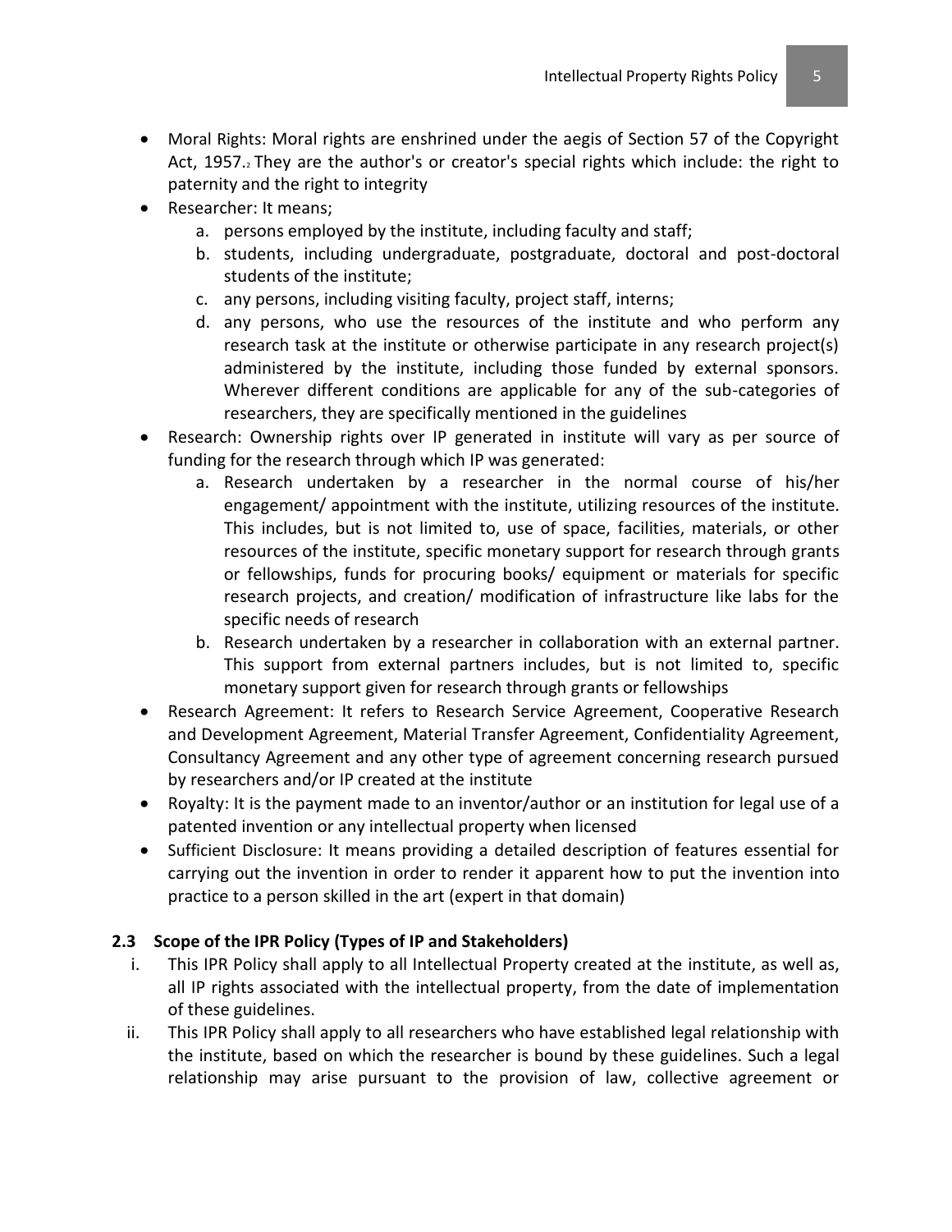- Moral Rights: Moral rights are enshrined under the aegis of Section 57 of the Copyright Act, 1957.[2] They are the author's or creator's special rights which include: the right to paternity and the right to integrity
- Researcher: It means;
    a. persons employed by the institute, including faculty and staff;
    b. students, including undergraduate, postgraduate, doctoral and post-doctoral students of the institute;
    c. any persons, including visiting faculty, project staff, interns;
    d. any persons, who use the resources of the institute and who perform any research task at the institute or otherwise participate in any research project(s) administered by the institute, including those funded by external sponsors. Wherever different conditions are applicable for any of the sub-categories of researchers, they are specifically mentioned in the guidelines
- Research: Ownership rights over IP generated in institute will vary as per source of funding for the research through which IP was generated:
    a. Research undertaken by a researcher in the normal course of his/her engagement/ appointment with the institute, utilizing resources of the institute. This includes, but is not limited to, use of space, facilities, materials, or other resources of the institute, specific monetary support for research through grants or fellowships, funds for procuring books/ equipment or materials for specific research projects, and creation/ modification of infrastructure like labs for the specific needs of research
    b. Research undertaken by a researcher in collaboration with an external partner. This support from external partners includes, but is not limited to, specific monetary support given for research through grants or fellowships
- Research Agreement: It refers to Research Service Agreement, Cooperative Research and Development Agreement, Material Transfer Agreement, Confidentiality Agreement, Consultancy Agreement and any other type of agreement concerning research pursued by researchers and/or IP created at the institute
- Royalty: It is the payment made to an inventor/author or an institution for legal use of a patented invention or any intellectual property when licensed
- Sufficient Disclosure: It means providing a detailed description of features essential for carrying out the invention in order to render it apparent how to put the invention into practice to a person skilled in the art (expert in that domain)

### 2.3 Scope of the IPR Policy (Types of IP and Stakeholders)

i. This IPR Policy shall apply to all Intellectual Property created at the institute, as well as, all IP rights associated with the intellectual property, from the date of implementation of these guidelines.

ii. This IPR Policy shall apply to all researchers who have established legal relationship with the institute, based on which the researcher is bound by these guidelines. Such a legal relationship may arise pursuant to the provision of law, collective agreement or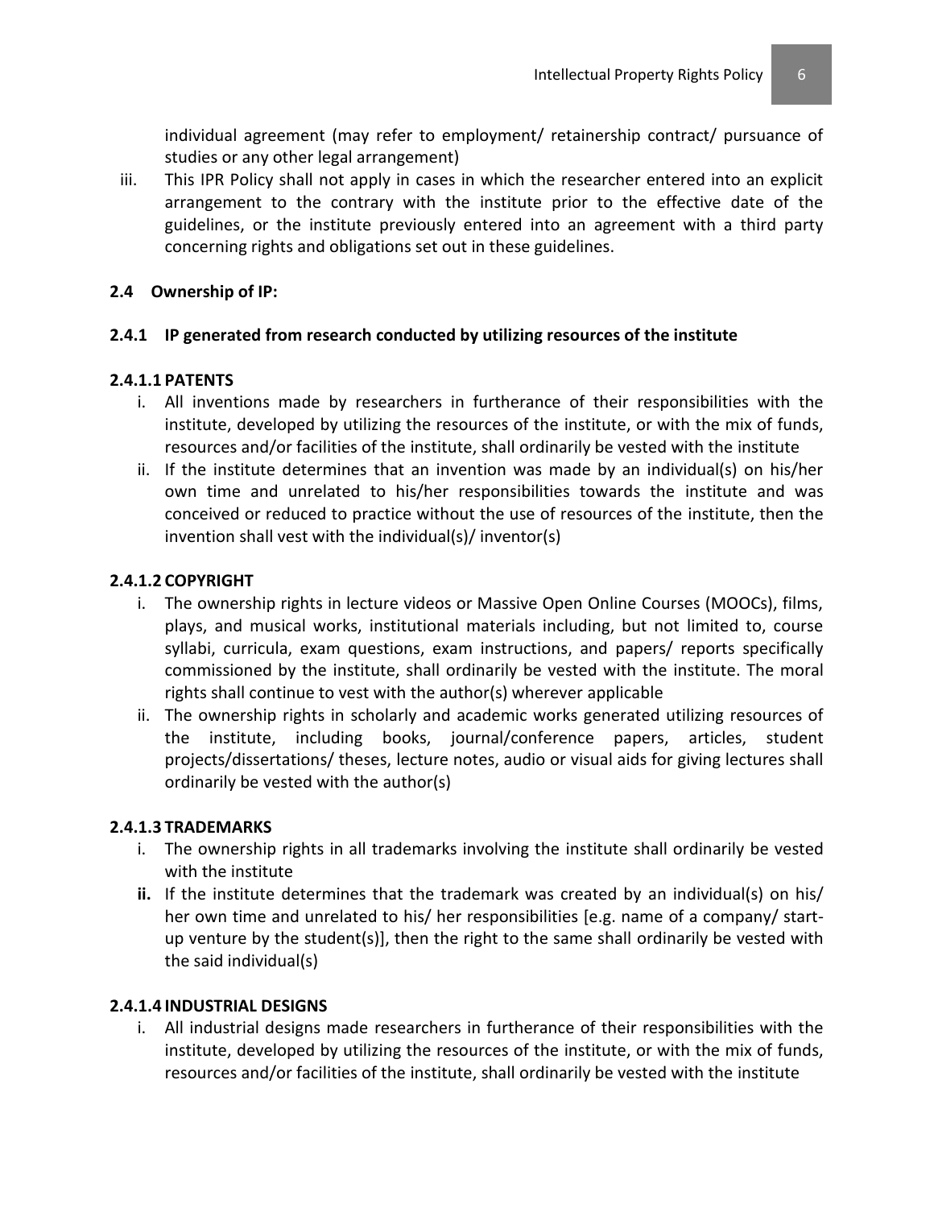individual agreement (may refer to employment/ retainership contract/ pursuance of studies or any other legal arrangement)

iii. This IPR Policy shall not apply in cases in which the researcher entered into an explicit arrangement to the contrary with the institute prior to the effective date of the guidelines, or the institute previously entered into an agreement with a third party concerning rights and obligations set out in these guidelines.

### 2.4 Ownership of IP:

#### 2.4.1 IP generated from research conducted by utilizing resources of the institute

##### 2.4.1.1 PATENTS

i. All inventions made by researchers in furtherance of their responsibilities with the institute, developed by utilizing the resources of the institute, or with the mix of funds, resources and/or facilities of the institute, shall ordinarily be vested with the institute

ii. If the institute determines that an invention was made by an individual(s) on his/her own time and unrelated to his/her responsibilities towards the institute and was conceived or reduced to practice without the use of resources of the institute, then the invention shall vest with the individual(s)/ inventor(s)

##### 2.4.1.2 COPYRIGHT

i. The ownership rights in lecture videos or Massive Open Online Courses (MOOCs), films, plays, and musical works, institutional materials including, but not limited to, course syllabi, curricula, exam questions, exam instructions, and papers/ reports specifically commissioned by the institute, shall ordinarily be vested with the institute. The moral rights shall continue to vest with the author(s) wherever applicable

ii. The ownership rights in scholarly and academic works generated utilizing resources of the institute, including books, journal/conference papers, articles, student projects/dissertations/ theses, lecture notes, audio or visual aids for giving lectures shall ordinarily be vested with the author(s)

##### 2.4.1.3 TRADEMARKS

i. The ownership rights in all trademarks involving the institute shall ordinarily be vested with the institute

**ii.** If the institute determines that the trademark was created by an individual(s) on his/ her own time and unrelated to his/ her responsibilities [e.g. name of a company/ start-up venture by the student(s)], then the right to the same shall ordinarily be vested with the said individual(s)

##### 2.4.1.4 INDUSTRIAL DESIGNS

i. All industrial designs made researchers in furtherance of their responsibilities with the institute, developed by utilizing the resources of the institute, or with the mix of funds, resources and/or facilities of the institute, shall ordinarily be vested with the institute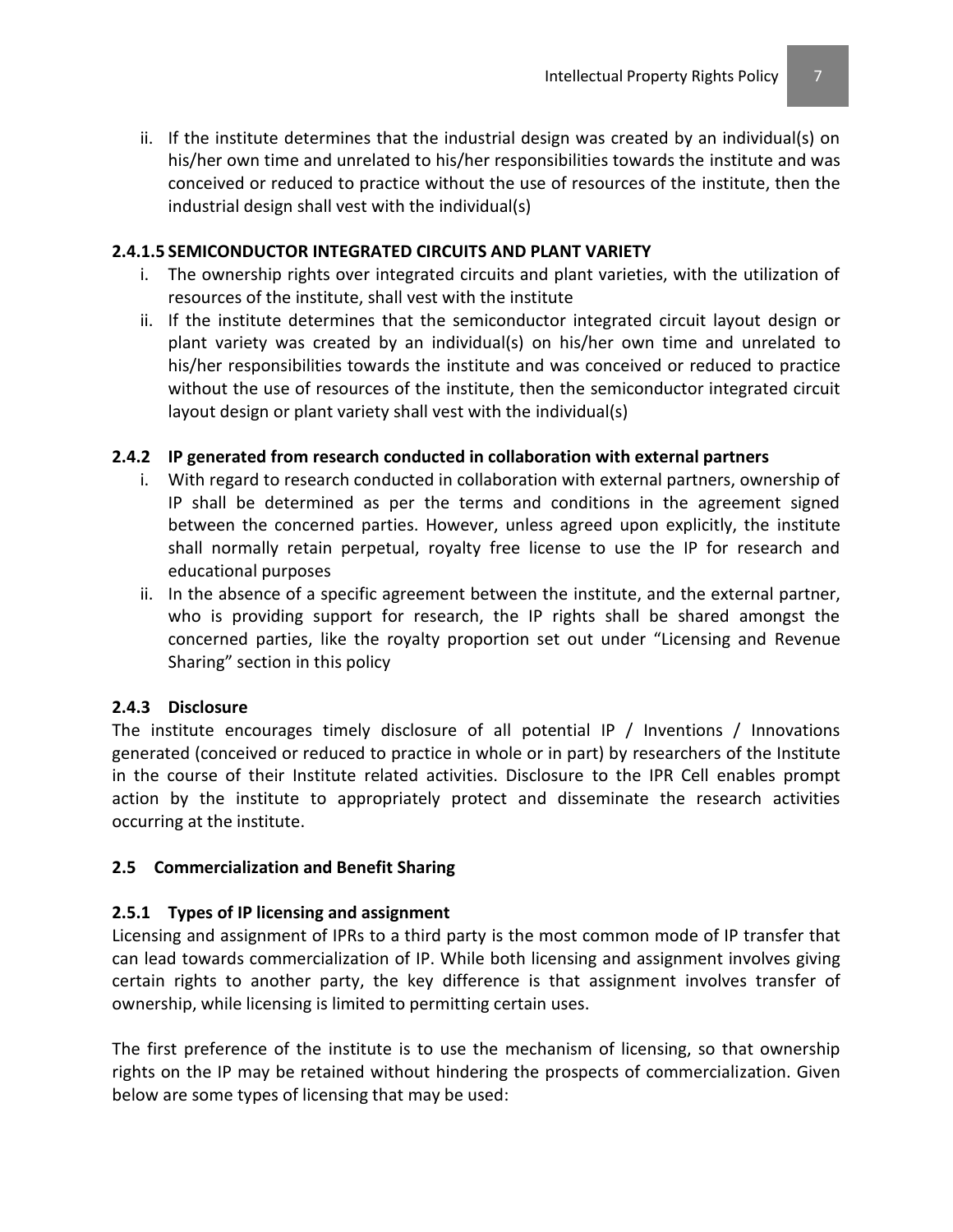ii. If the institute determines that the industrial design was created by an individual(s) on his/her own time and unrelated to his/her responsibilities towards the institute and was conceived or reduced to practice without the use of resources of the institute, then the industrial design shall vest with the individual(s)

#### 2.4.1.5 SEMICONDUCTOR INTEGRATED CIRCUITS AND PLANT VARIETY

i. The ownership rights over integrated circuits and plant varieties, with the utilization of resources of the institute, shall vest with the institute

ii. If the institute determines that the semiconductor integrated circuit layout design or plant variety was created by an individual(s) on his/her own time and unrelated to his/her responsibilities towards the institute and was conceived or reduced to practice without the use of resources of the institute, then the semiconductor integrated circuit layout design or plant variety shall vest with the individual(s)

### 2.4.2 IP generated from research conducted in collaboration with external partners

i. With regard to research conducted in collaboration with external partners, ownership of IP shall be determined as per the terms and conditions in the agreement signed between the concerned parties. However, unless agreed upon explicitly, the institute shall normally retain perpetual, royalty free license to use the IP for research and educational purposes

ii. In the absence of a specific agreement between the institute, and the external partner, who is providing support for research, the IP rights shall be shared amongst the concerned parties, like the royalty proportion set out under "Licensing and Revenue Sharing" section in this policy

### 2.4.3 Disclosure

The institute encourages timely disclosure of all potential IP / Inventions / Innovations generated (conceived or reduced to practice in whole or in part) by researchers of the Institute in the course of their Institute related activities. Disclosure to the IPR Cell enables prompt action by the institute to appropriately protect and disseminate the research activities occurring at the institute.

## 2.5 Commercialization and Benefit Sharing

### 2.5.1 Types of IP licensing and assignment

Licensing and assignment of IPRs to a third party is the most common mode of IP transfer that can lead towards commercialization of IP. While both licensing and assignment involves giving certain rights to another party, the key difference is that assignment involves transfer of ownership, while licensing is limited to permitting certain uses.

The first preference of the institute is to use the mechanism of licensing, so that ownership rights on the IP may be retained without hindering the prospects of commercialization. Given below are some types of licensing that may be used: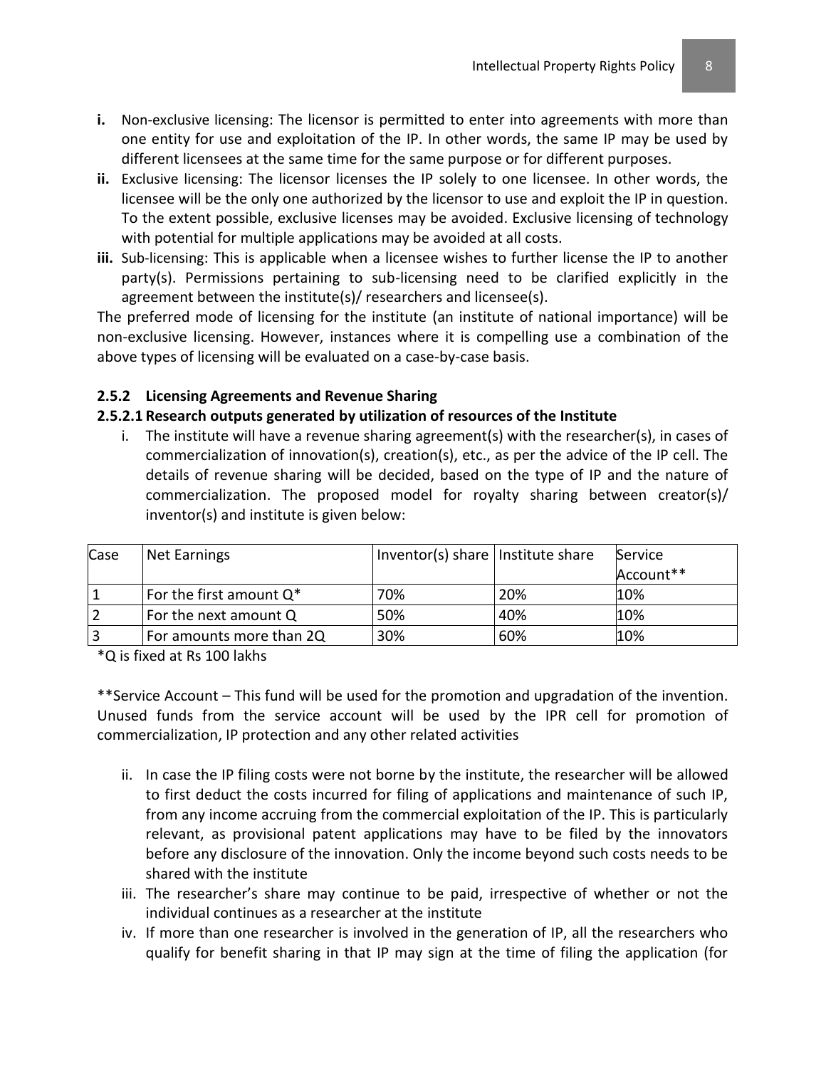**i.** Non-exclusive licensing: The licensor is permitted to enter into agreements with more than one entity for use and exploitation of the IP. In other words, the same IP may be used by different licensees at the same time for the same purpose or for different purposes.

**ii.** Exclusive licensing: The licensor licenses the IP solely to one licensee. In other words, the licensee will be the only one authorized by the licensor to use and exploit the IP in question. To the extent possible, exclusive licenses may be avoided. Exclusive licensing of technology with potential for multiple applications may be avoided at all costs.

**iii.** Sub-licensing: This is applicable when a licensee wishes to further license the IP to another party(s). Permissions pertaining to sub-licensing need to be clarified explicitly in the agreement between the institute(s)/ researchers and licensee(s).

The preferred mode of licensing for the institute (an institute of national importance) will be non-exclusive licensing. However, instances where it is compelling use a combination of the above types of licensing will be evaluated on a case-by-case basis.

### 2.5.2 Licensing Agreements and Revenue Sharing

#### 2.5.2.1 Research outputs generated by utilization of resources of the Institute

i. The institute will have a revenue sharing agreement(s) with the researcher(s), in cases of commercialization of innovation(s), creation(s), etc., as per the advice of the IP cell. The details of revenue sharing will be decided, based on the type of IP and the nature of commercialization. The proposed model for royalty sharing between creator(s)/ inventor(s) and institute is given below:

| Case | Net Earnings | Inventor(s) share | Institute share | Service Account** |
|---|---|---|---|---|
| 1 | For the first amount Q* | 70% | 20% | 10% |
| 2 | For the next amount Q | 50% | 40% | 10% |
| 3 | For amounts more than 2Q | 30% | 60% | 10% |

*Q is fixed at Rs 100 lakhs

**Service Account – This fund will be used for the promotion and upgradation of the invention. Unused funds from the service account will be used by the IPR cell for promotion of commercialization, IP protection and any other related activities

ii. In case the IP filing costs were not borne by the institute, the researcher will be allowed to first deduct the costs incurred for filing of applications and maintenance of such IP, from any income accruing from the commercial exploitation of the IP. This is particularly relevant, as provisional patent applications may have to be filed by the innovators before any disclosure of the innovation. Only the income beyond such costs needs to be shared with the institute

iii. The researcher's share may continue to be paid, irrespective of whether or not the individual continues as a researcher at the institute

iv. If more than one researcher is involved in the generation of IP, all the researchers who qualify for benefit sharing in that IP may sign at the time of filing the application (for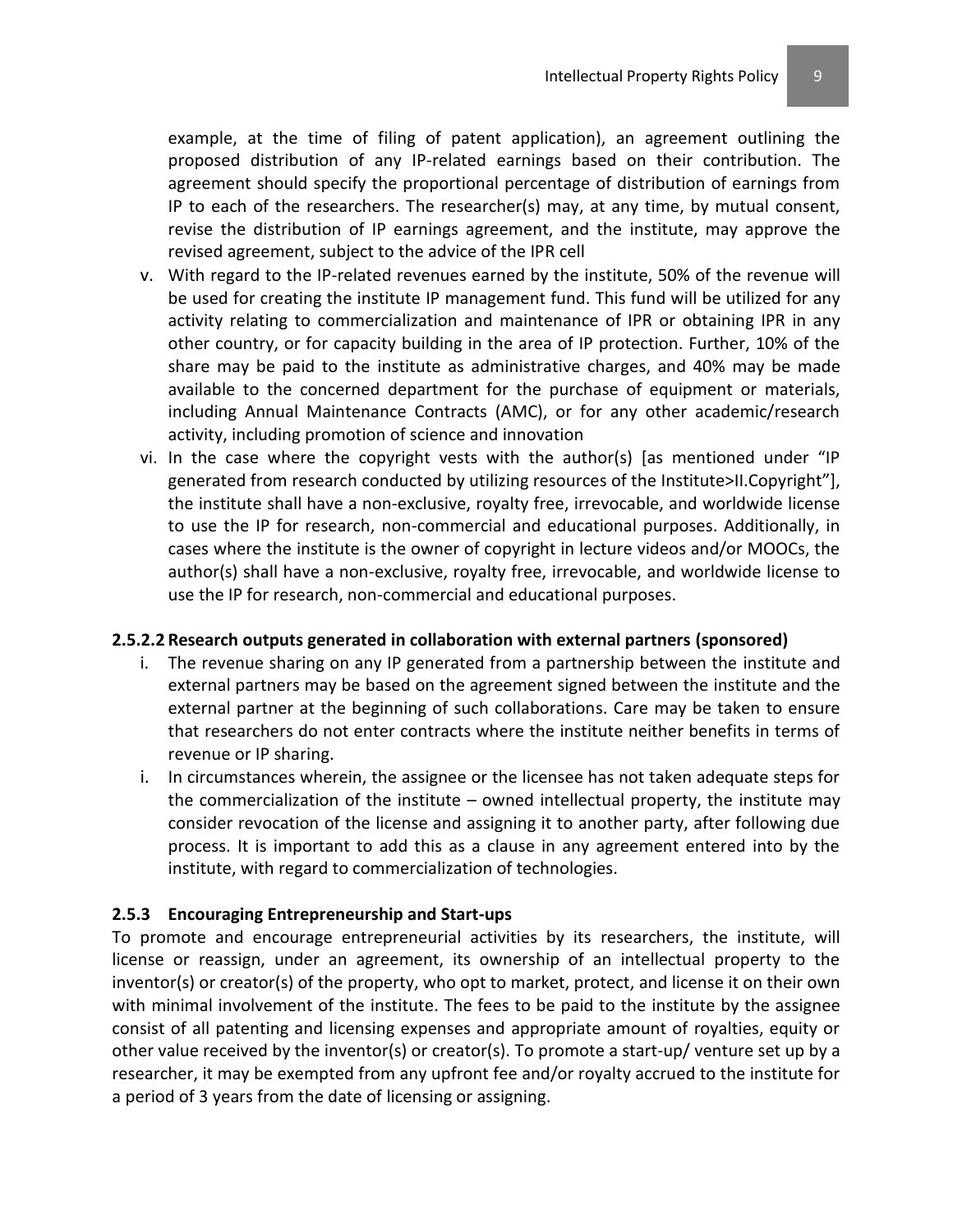example, at the time of filing of patent application), an agreement outlining the proposed distribution of any IP-related earnings based on their contribution. The agreement should specify the proportional percentage of distribution of earnings from IP to each of the researchers. The researcher(s) may, at any time, by mutual consent, revise the distribution of IP earnings agreement, and the institute, may approve the revised agreement, subject to the advice of the IPR cell

v. With regard to the IP-related revenues earned by the institute, 50% of the revenue will be used for creating the institute IP management fund. This fund will be utilized for any activity relating to commercialization and maintenance of IPR or obtaining IPR in any other country, or for capacity building in the area of IP protection. Further, 10% of the share may be paid to the institute as administrative charges, and 40% may be made available to the concerned department for the purchase of equipment or materials, including Annual Maintenance Contracts (AMC), or for any other academic/research activity, including promotion of science and innovation

vi. In the case where the copyright vests with the author(s) [as mentioned under "IP generated from research conducted by utilizing resources of the Institute>II.Copyright"], the institute shall have a non-exclusive, royalty free, irrevocable, and worldwide license to use the IP for research, non-commercial and educational purposes. Additionally, in cases where the institute is the owner of copyright in lecture videos and/or MOOCs, the author(s) shall have a non-exclusive, royalty free, irrevocable, and worldwide license to use the IP for research, non-commercial and educational purposes.

#### 2.5.2.2 Research outputs generated in collaboration with external partners (sponsored)

i. The revenue sharing on any IP generated from a partnership between the institute and external partners may be based on the agreement signed between the institute and the external partner at the beginning of such collaborations. Care may be taken to ensure that researchers do not enter contracts where the institute neither benefits in terms of revenue or IP sharing.

i. In circumstances wherein, the assignee or the licensee has not taken adequate steps for the commercialization of the institute – owned intellectual property, the institute may consider revocation of the license and assigning it to another party, after following due process. It is important to add this as a clause in any agreement entered into by the institute, with regard to commercialization of technologies.

### 2.5.3 Encouraging Entrepreneurship and Start-ups

To promote and encourage entrepreneurial activities by its researchers, the institute, will license or reassign, under an agreement, its ownership of an intellectual property to the inventor(s) or creator(s) of the property, who opt to market, protect, and license it on their own with minimal involvement of the institute. The fees to be paid to the institute by the assignee consist of all patenting and licensing expenses and appropriate amount of royalties, equity or other value received by the inventor(s) or creator(s). To promote a start-up/ venture set up by a researcher, it may be exempted from any upfront fee and/or royalty accrued to the institute for a period of 3 years from the date of licensing or assigning.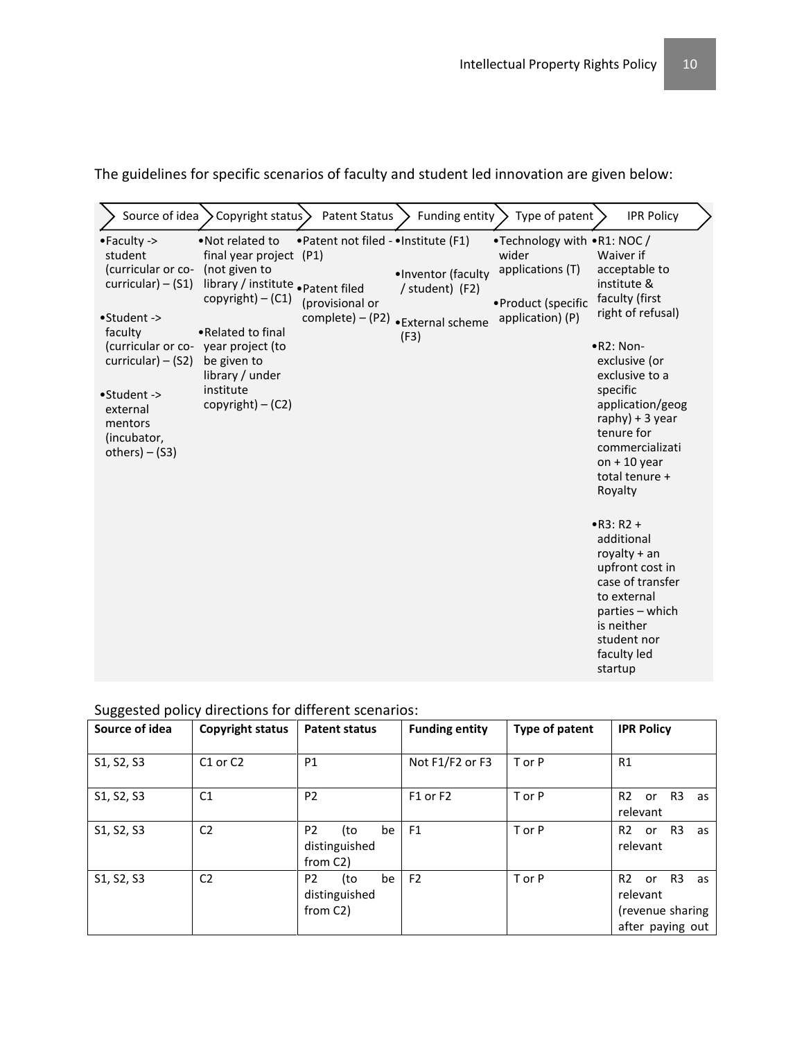The guidelines for specific scenarios of faculty and student led innovation are given below:

| Source of idea | Copyright status | Patent Status | Funding entity | Type of patent | IPR Policy |
|---|---|---|---|---|---|
| • Faculty -> student (curricular or co-curricular) – (S1)<br>• Student -> faculty (curricular or co-curricular) – (S2)<br>• Student -> external mentors (incubator, others) – (S3) | • Not related to final year project (not given to library / institute copyright) – (C1)<br>• Related to final year project (to be given to library / under institute copyright) – (C2) | • Patent not filed - (P1)<br>• Patent filed (provisional or complete) – (P2) | • Institute (F1)<br>• Inventor (faculty / student) (F2)<br>• External scheme (F3) | • Technology with wider applications (T)<br>• Product (specific application) (P) | • R1: NOC / Waiver if acceptable to institute & faculty (first right of refusal)<br>• R2: Non-exclusive (or exclusive to a specific application/geography) + 3 year tenure for commercialization + 10 year total tenure + Royalty<br>• R3: R2 + additional royalty + an upfront cost in case of transfer to external parties – which is neither student nor faculty led startup |

Suggested policy directions for different scenarios:

| Source of idea | Copyright status | Patent status | Funding entity | Type of patent | IPR Policy |
|---|---|---|---|---|---|
| S1, S2, S3 | C1 or C2 | P1 | Not F1/F2 or F3 | T or P | R1 |
| S1, S2, S3 | C1 | P2 | F1 or F2 | T or P | R2 or R3 as relevant |
| S1, S2, S3 | C2 | P2 (to be distinguished from C2) | F1 | T or P | R2 or R3 as relevant |
| S1, S2, S3 | C2 | P2 (to be distinguished from C2) | F2 | T or P | R2 or R3 as relevant (revenue sharing after paying out |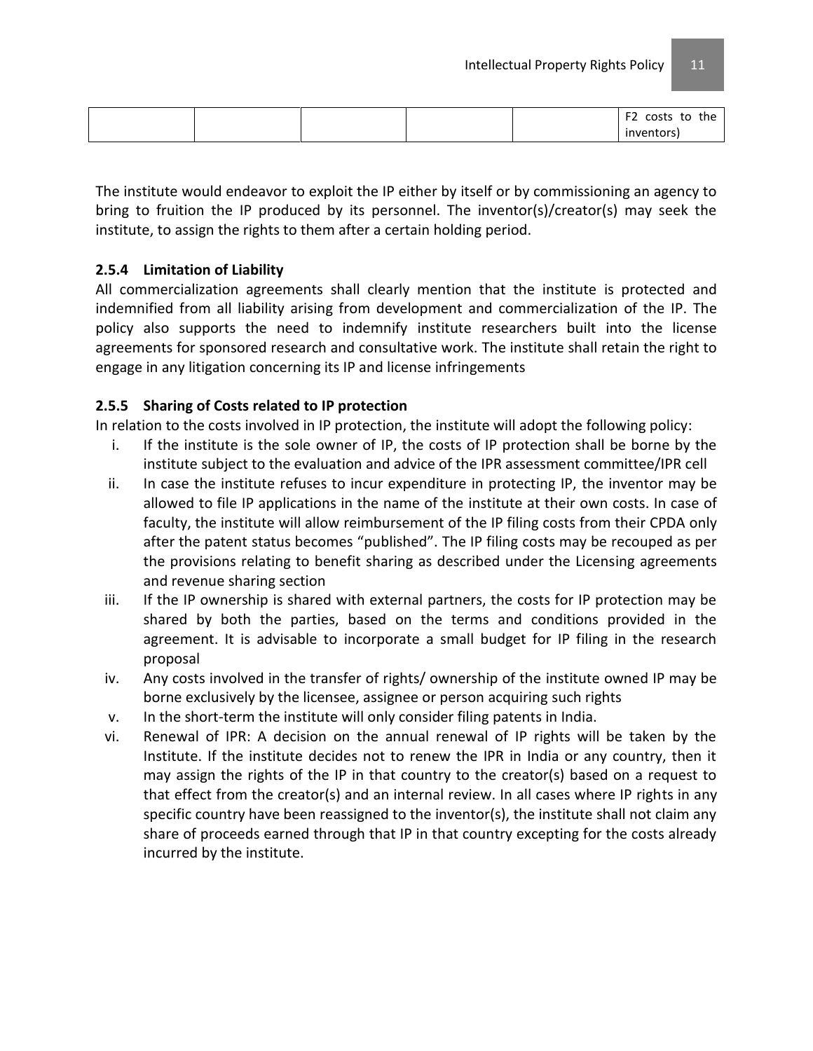| | | | | | F2 costs to the inventors) |
|---|---|---|---|---|---|

The institute would endeavor to exploit the IP either by itself or by commissioning an agency to bring to fruition the IP produced by its personnel. The inventor(s)/creator(s) may seek the institute, to assign the rights to them after a certain holding period.

### 2.5.4 Limitation of Liability

All commercialization agreements shall clearly mention that the institute is protected and indemnified from all liability arising from development and commercialization of the IP. The policy also supports the need to indemnify institute researchers built into the license agreements for sponsored research and consultative work. The institute shall retain the right to engage in any litigation concerning its IP and license infringements

### 2.5.5 Sharing of Costs related to IP protection

In relation to the costs involved in IP protection, the institute will adopt the following policy:

i. If the institute is the sole owner of IP, the costs of IP protection shall be borne by the institute subject to the evaluation and advice of the IPR assessment committee/IPR cell

ii. In case the institute refuses to incur expenditure in protecting IP, the inventor may be allowed to file IP applications in the name of the institute at their own costs. In case of faculty, the institute will allow reimbursement of the IP filing costs from their CPDA only after the patent status becomes "published". The IP filing costs may be recouped as per the provisions relating to benefit sharing as described under the Licensing agreements and revenue sharing section

iii. If the IP ownership is shared with external partners, the costs for IP protection may be shared by both the parties, based on the terms and conditions provided in the agreement. It is advisable to incorporate a small budget for IP filing in the research proposal

iv. Any costs involved in the transfer of rights/ ownership of the institute owned IP may be borne exclusively by the licensee, assignee or person acquiring such rights

v. In the short-term the institute will only consider filing patents in India.

vi. Renewal of IPR: A decision on the annual renewal of IP rights will be taken by the Institute. If the institute decides not to renew the IPR in India or any country, then it may assign the rights of the IP in that country to the creator(s) based on a request to that effect from the creator(s) and an internal review. In all cases where IP rights in any specific country have been reassigned to the inventor(s), the institute shall not claim any share of proceeds earned through that IP in that country excepting for the costs already incurred by the institute.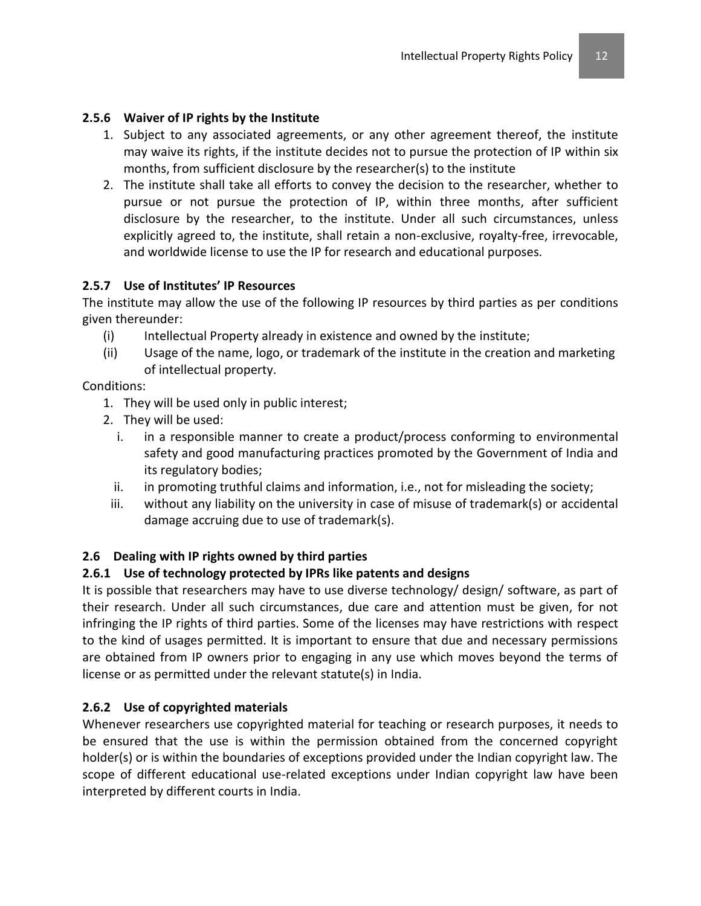#### 2.5.6 Waiver of IP rights by the Institute

1. Subject to any associated agreements, or any other agreement thereof, the institute may waive its rights, if the institute decides not to pursue the protection of IP within six months, from sufficient disclosure by the researcher(s) to the institute
2. The institute shall take all efforts to convey the decision to the researcher, whether to pursue or not pursue the protection of IP, within three months, after sufficient disclosure by the researcher, to the institute. Under all such circumstances, unless explicitly agreed to, the institute, shall retain a non-exclusive, royalty-free, irrevocable, and worldwide license to use the IP for research and educational purposes.

#### 2.5.7 Use of Institutes' IP Resources

The institute may allow the use of the following IP resources by third parties as per conditions given thereunder:

- (i) Intellectual Property already in existence and owned by the institute;
- (ii) Usage of the name, logo, or trademark of the institute in the creation and marketing of intellectual property.

Conditions:

1. They will be used only in public interest;
2. They will be used:
   - i. in a responsible manner to create a product/process conforming to environmental safety and good manufacturing practices promoted by the Government of India and its regulatory bodies;
   - ii. in promoting truthful claims and information, i.e., not for misleading the society;
   - iii. without any liability on the university in case of misuse of trademark(s) or accidental damage accruing due to use of trademark(s).

### 2.6 Dealing with IP rights owned by third parties

#### 2.6.1 Use of technology protected by IPRs like patents and designs

It is possible that researchers may have to use diverse technology/ design/ software, as part of their research. Under all such circumstances, due care and attention must be given, for not infringing the IP rights of third parties. Some of the licenses may have restrictions with respect to the kind of usages permitted. It is important to ensure that due and necessary permissions are obtained from IP owners prior to engaging in any use which moves beyond the terms of license or as permitted under the relevant statute(s) in India.

#### 2.6.2 Use of copyrighted materials

Whenever researchers use copyrighted material for teaching or research purposes, it needs to be ensured that the use is within the permission obtained from the concerned copyright holder(s) or is within the boundaries of exceptions provided under the Indian copyright law. The scope of different educational use-related exceptions under Indian copyright law have been interpreted by different courts in India.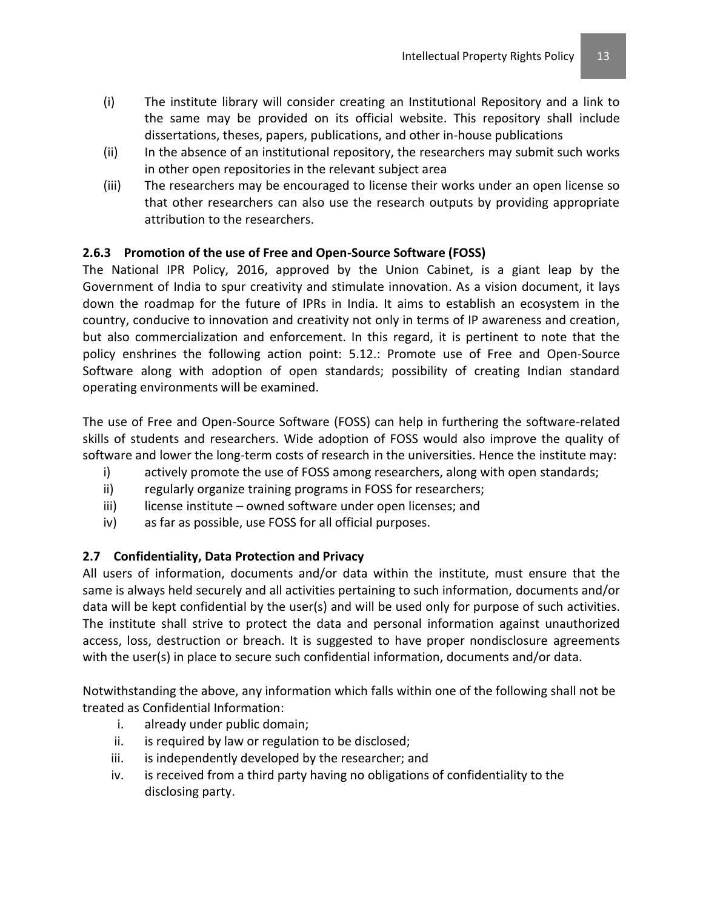(i) The institute library will consider creating an Institutional Repository and a link to the same may be provided on its official website. This repository shall include dissertations, theses, papers, publications, and other in-house publications

(ii) In the absence of an institutional repository, the researchers may submit such works in other open repositories in the relevant subject area

(iii) The researchers may be encouraged to license their works under an open license so that other researchers can also use the research outputs by providing appropriate attribution to the researchers.

### 2.6.3 Promotion of the use of Free and Open-Source Software (FOSS)

The National IPR Policy, 2016, approved by the Union Cabinet, is a giant leap by the Government of India to spur creativity and stimulate innovation. As a vision document, it lays down the roadmap for the future of IPRs in India. It aims to establish an ecosystem in the country, conducive to innovation and creativity not only in terms of IP awareness and creation, but also commercialization and enforcement. In this regard, it is pertinent to note that the policy enshrines the following action point: 5.12.: Promote use of Free and Open-Source Software along with adoption of open standards; possibility of creating Indian standard operating environments will be examined.

The use of Free and Open-Source Software (FOSS) can help in furthering the software-related skills of students and researchers. Wide adoption of FOSS would also improve the quality of software and lower the long-term costs of research in the universities. Hence the institute may:

i) actively promote the use of FOSS among researchers, along with open standards;

ii) regularly organize training programs in FOSS for researchers;

iii) license institute – owned software under open licenses; and

iv) as far as possible, use FOSS for all official purposes.

## 2.7 Confidentiality, Data Protection and Privacy

All users of information, documents and/or data within the institute, must ensure that the same is always held securely and all activities pertaining to such information, documents and/or data will be kept confidential by the user(s) and will be used only for purpose of such activities. The institute shall strive to protect the data and personal information against unauthorized access, loss, destruction or breach. It is suggested to have proper nondisclosure agreements with the user(s) in place to secure such confidential information, documents and/or data.

Notwithstanding the above, any information which falls within one of the following shall not be treated as Confidential Information:

i. already under public domain;

ii. is required by law or regulation to be disclosed;

iii. is independently developed by the researcher; and

iv. is received from a third party having no obligations of confidentiality to the disclosing party.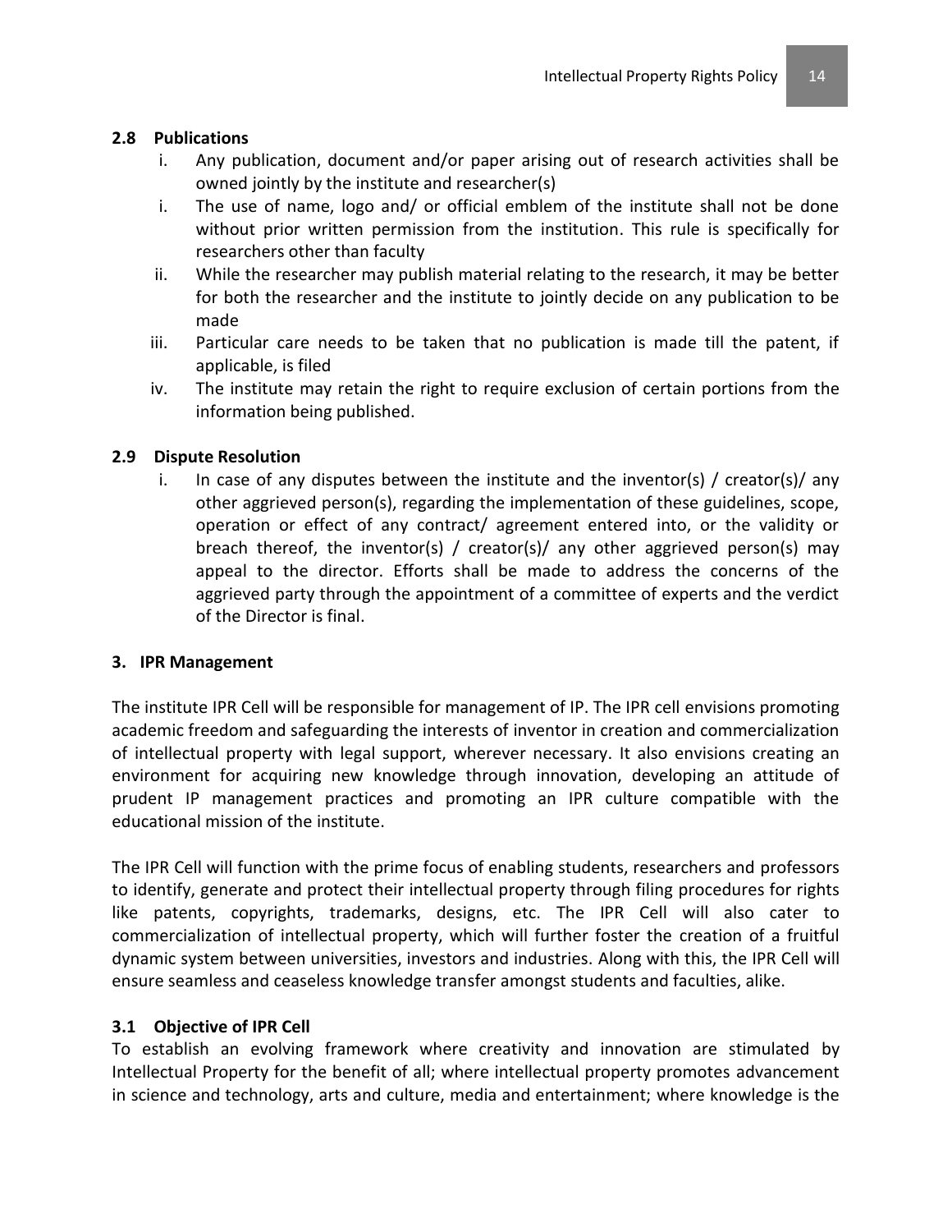### 2.8 Publications

- i. Any publication, document and/or paper arising out of research activities shall be owned jointly by the institute and researcher(s)
- i. The use of name, logo and/ or official emblem of the institute shall not be done without prior written permission from the institution. This rule is specifically for researchers other than faculty
- ii. While the researcher may publish material relating to the research, it may be better for both the researcher and the institute to jointly decide on any publication to be made
- iii. Particular care needs to be taken that no publication is made till the patent, if applicable, is filed
- iv. The institute may retain the right to require exclusion of certain portions from the information being published.

### 2.9 Dispute Resolution

- i. In case of any disputes between the institute and the inventor(s) / creator(s)/ any other aggrieved person(s), regarding the implementation of these guidelines, scope, operation or effect of any contract/ agreement entered into, or the validity or breach thereof, the inventor(s) / creator(s)/ any other aggrieved person(s) may appeal to the director. Efforts shall be made to address the concerns of the aggrieved party through the appointment of a committee of experts and the verdict of the Director is final.

## 3. IPR Management

The institute IPR Cell will be responsible for management of IP. The IPR cell envisions promoting academic freedom and safeguarding the interests of inventor in creation and commercialization of intellectual property with legal support, wherever necessary. It also envisions creating an environment for acquiring new knowledge through innovation, developing an attitude of prudent IP management practices and promoting an IPR culture compatible with the educational mission of the institute.

The IPR Cell will function with the prime focus of enabling students, researchers and professors to identify, generate and protect their intellectual property through filing procedures for rights like patents, copyrights, trademarks, designs, etc. The IPR Cell will also cater to commercialization of intellectual property, which will further foster the creation of a fruitful dynamic system between universities, investors and industries. Along with this, the IPR Cell will ensure seamless and ceaseless knowledge transfer amongst students and faculties, alike.

### 3.1 Objective of IPR Cell

To establish an evolving framework where creativity and innovation are stimulated by Intellectual Property for the benefit of all; where intellectual property promotes advancement in science and technology, arts and culture, media and entertainment; where knowledge is the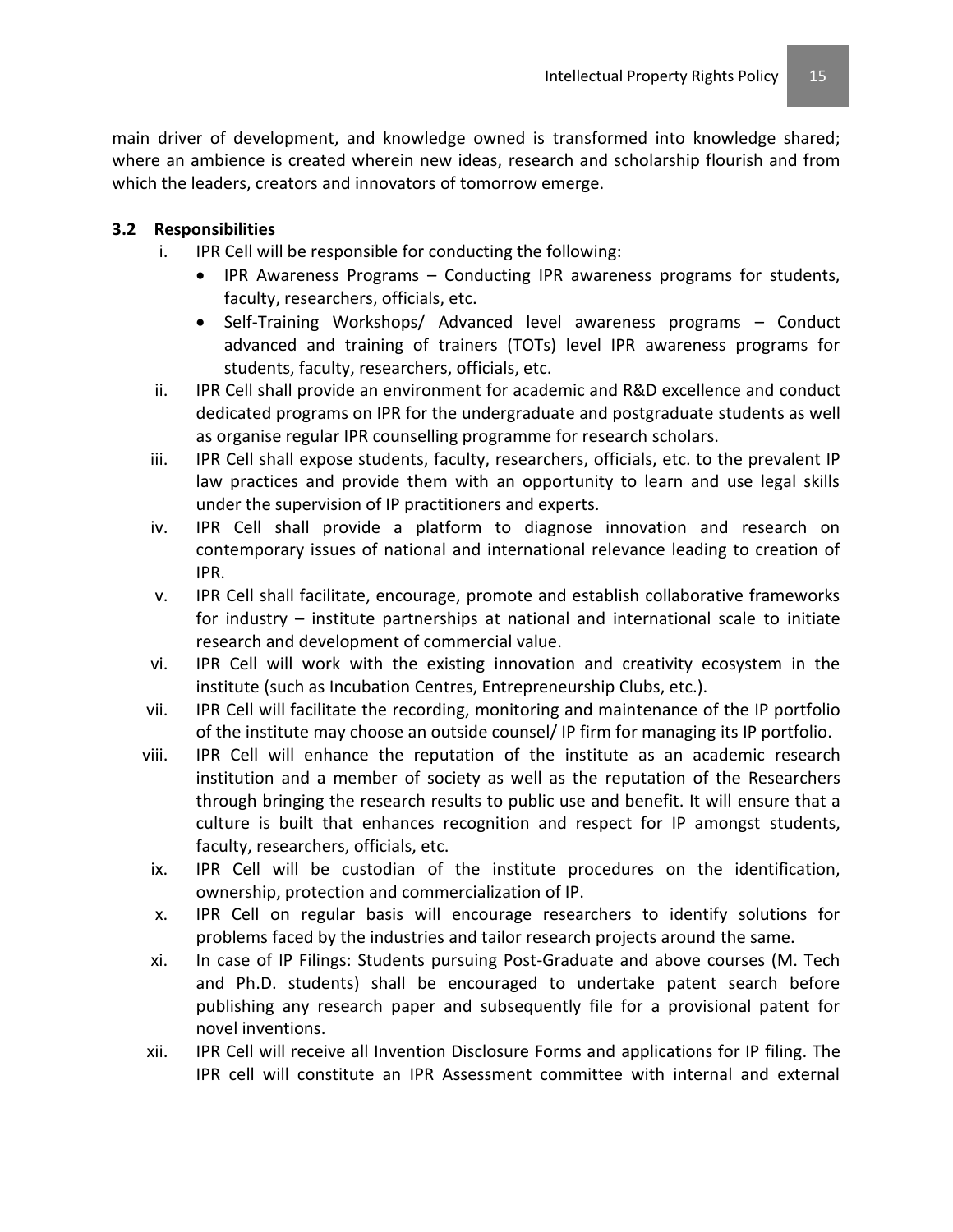main driver of development, and knowledge owned is transformed into knowledge shared; where an ambience is created wherein new ideas, research and scholarship flourish and from which the leaders, creators and innovators of tomorrow emerge.

### 3.2 Responsibilities

i. IPR Cell will be responsible for conducting the following:
   - IPR Awareness Programs – Conducting IPR awareness programs for students, faculty, researchers, officials, etc.
   - Self-Training Workshops/ Advanced level awareness programs – Conduct advanced and training of trainers (TOTs) level IPR awareness programs for students, faculty, researchers, officials, etc.

ii. IPR Cell shall provide an environment for academic and R&D excellence and conduct dedicated programs on IPR for the undergraduate and postgraduate students as well as organise regular IPR counselling programme for research scholars.

iii. IPR Cell shall expose students, faculty, researchers, officials, etc. to the prevalent IP law practices and provide them with an opportunity to learn and use legal skills under the supervision of IP practitioners and experts.

iv. IPR Cell shall provide a platform to diagnose innovation and research on contemporary issues of national and international relevance leading to creation of IPR.

v. IPR Cell shall facilitate, encourage, promote and establish collaborative frameworks for industry – institute partnerships at national and international scale to initiate research and development of commercial value.

vi. IPR Cell will work with the existing innovation and creativity ecosystem in the institute (such as Incubation Centres, Entrepreneurship Clubs, etc.).

vii. IPR Cell will facilitate the recording, monitoring and maintenance of the IP portfolio of the institute may choose an outside counsel/ IP firm for managing its IP portfolio.

viii. IPR Cell will enhance the reputation of the institute as an academic research institution and a member of society as well as the reputation of the Researchers through bringing the research results to public use and benefit. It will ensure that a culture is built that enhances recognition and respect for IP amongst students, faculty, researchers, officials, etc.

ix. IPR Cell will be custodian of the institute procedures on the identification, ownership, protection and commercialization of IP.

x. IPR Cell on regular basis will encourage researchers to identify solutions for problems faced by the industries and tailor research projects around the same.

xi. In case of IP Filings: Students pursuing Post-Graduate and above courses (M. Tech and Ph.D. students) shall be encouraged to undertake patent search before publishing any research paper and subsequently file for a provisional patent for novel inventions.

xii. IPR Cell will receive all Invention Disclosure Forms and applications for IP filing. The IPR cell will constitute an IPR Assessment committee with internal and external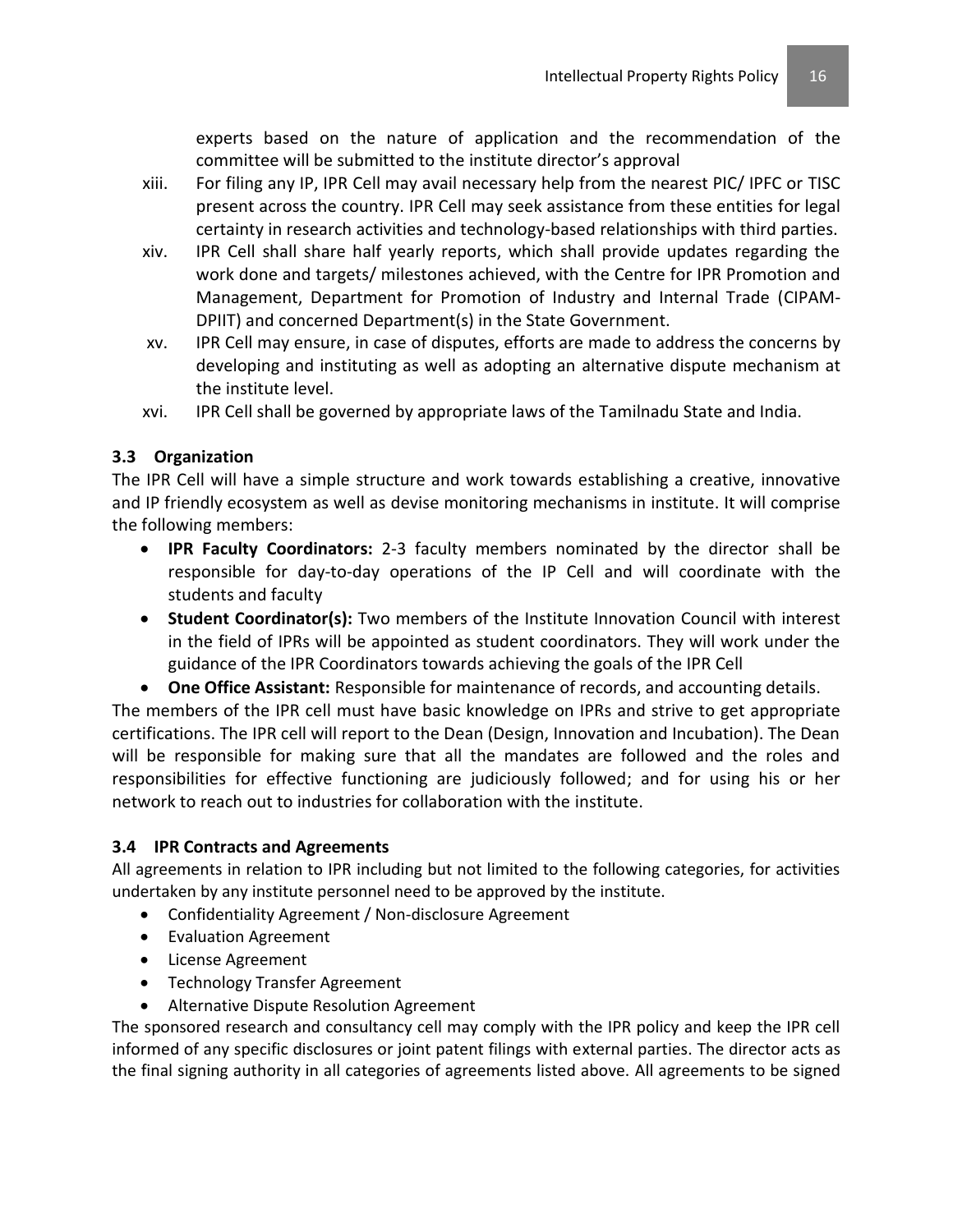experts based on the nature of application and the recommendation of the committee will be submitted to the institute director's approval

xiii. For filing any IP, IPR Cell may avail necessary help from the nearest PIC/ IPFC or TISC present across the country. IPR Cell may seek assistance from these entities for legal certainty in research activities and technology-based relationships with third parties.

xiv. IPR Cell shall share half yearly reports, which shall provide updates regarding the work done and targets/ milestones achieved, with the Centre for IPR Promotion and Management, Department for Promotion of Industry and Internal Trade (CIPAM-DPIIT) and concerned Department(s) in the State Government.

xv. IPR Cell may ensure, in case of disputes, efforts are made to address the concerns by developing and instituting as well as adopting an alternative dispute mechanism at the institute level.

xvi. IPR Cell shall be governed by appropriate laws of the Tamilnadu State and India.

### 3.3 Organization

The IPR Cell will have a simple structure and work towards establishing a creative, innovative and IP friendly ecosystem as well as devise monitoring mechanisms in institute. It will comprise the following members:

- **IPR Faculty Coordinators:** 2-3 faculty members nominated by the director shall be responsible for day-to-day operations of the IP Cell and will coordinate with the students and faculty
- **Student Coordinator(s):** Two members of the Institute Innovation Council with interest in the field of IPRs will be appointed as student coordinators. They will work under the guidance of the IPR Coordinators towards achieving the goals of the IPR Cell
- **One Office Assistant:** Responsible for maintenance of records, and accounting details.

The members of the IPR cell must have basic knowledge on IPRs and strive to get appropriate certifications. The IPR cell will report to the Dean (Design, Innovation and Incubation). The Dean will be responsible for making sure that all the mandates are followed and the roles and responsibilities for effective functioning are judiciously followed; and for using his or her network to reach out to industries for collaboration with the institute.

### 3.4 IPR Contracts and Agreements

All agreements in relation to IPR including but not limited to the following categories, for activities undertaken by any institute personnel need to be approved by the institute.

- Confidentiality Agreement / Non-disclosure Agreement
- Evaluation Agreement
- License Agreement
- Technology Transfer Agreement
- Alternative Dispute Resolution Agreement

The sponsored research and consultancy cell may comply with the IPR policy and keep the IPR cell informed of any specific disclosures or joint patent filings with external parties. The director acts as the final signing authority in all categories of agreements listed above. All agreements to be signed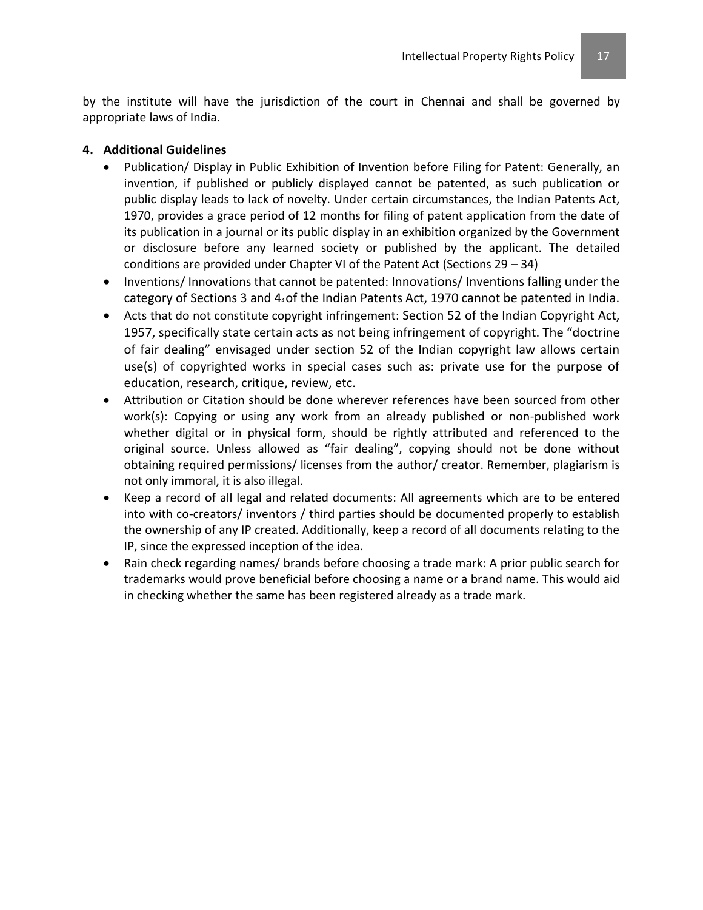by the institute will have the jurisdiction of the court in Chennai and shall be governed by appropriate laws of India.

**4. Additional Guidelines**

- Publication/ Display in Public Exhibition of Invention before Filing for Patent: Generally, an invention, if published or publicly displayed cannot be patented, as such publication or public display leads to lack of novelty. Under certain circumstances, the Indian Patents Act, 1970, provides a grace period of 12 months for filing of patent application from the date of its publication in a journal or its public display in an exhibition organized by the Government or disclosure before any learned society or published by the applicant. The detailed conditions are provided under Chapter VI of the Patent Act (Sections 29 – 34)
- Inventions/ Innovations that cannot be patented: Innovations/ Inventions falling under the category of Sections 3 and 4[4] of the Indian Patents Act, 1970 cannot be patented in India.
- Acts that do not constitute copyright infringement: Section 52 of the Indian Copyright Act, 1957, specifically state certain acts as not being infringement of copyright. The "doctrine of fair dealing" envisaged under section 52 of the Indian copyright law allows certain use(s) of copyrighted works in special cases such as: private use for the purpose of education, research, critique, review, etc.
- Attribution or Citation should be done wherever references have been sourced from other work(s): Copying or using any work from an already published or non-published work whether digital or in physical form, should be rightly attributed and referenced to the original source. Unless allowed as "fair dealing", copying should not be done without obtaining required permissions/ licenses from the author/ creator. Remember, plagiarism is not only immoral, it is also illegal.
- Keep a record of all legal and related documents: All agreements which are to be entered into with co-creators/ inventors / third parties should be documented properly to establish the ownership of any IP created. Additionally, keep a record of all documents relating to the IP, since the expressed inception of the idea.
- Rain check regarding names/ brands before choosing a trade mark: A prior public search for trademarks would prove beneficial before choosing a name or a brand name. This would aid in checking whether the same has been registered already as a trade mark.